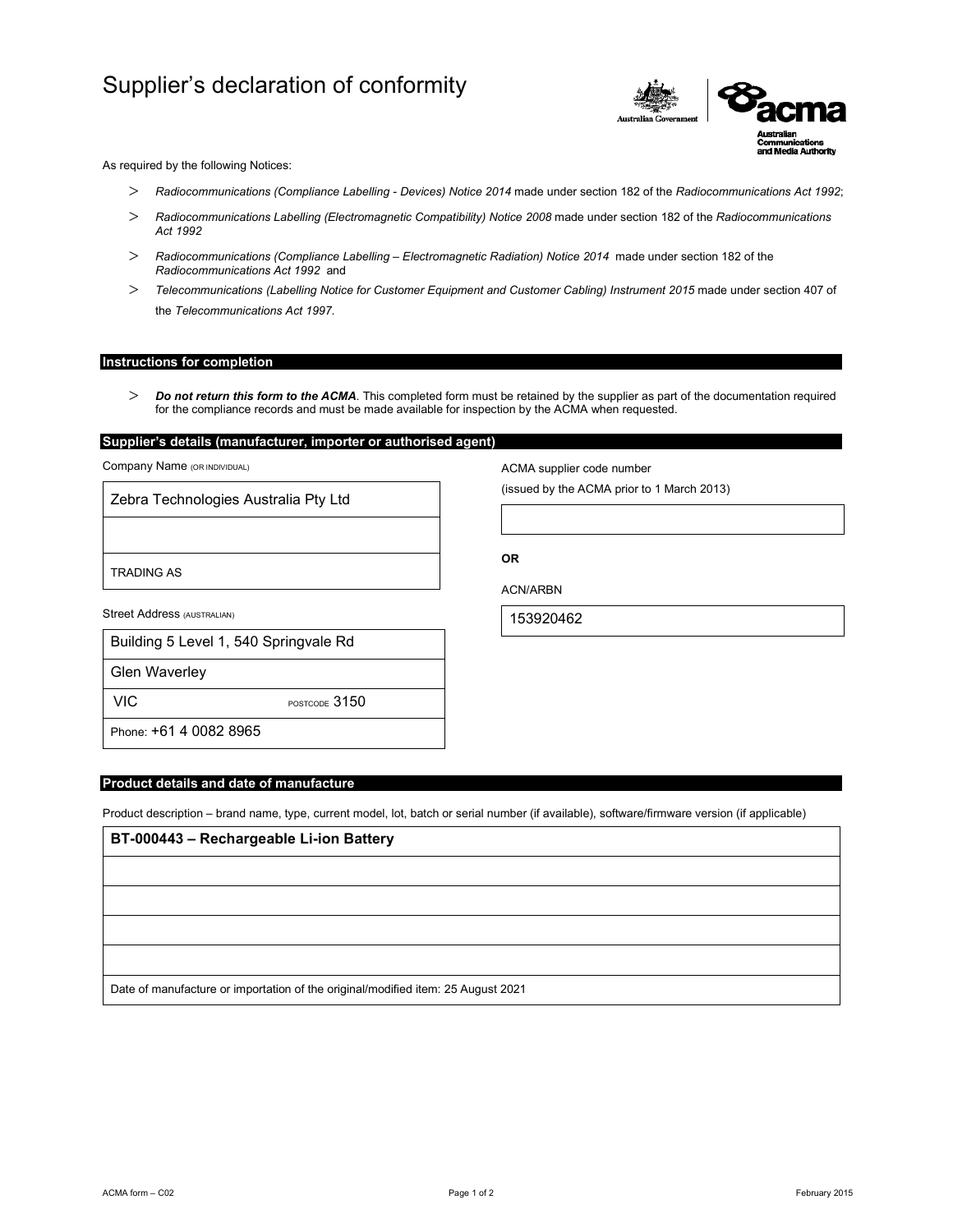# Supplier's declaration of conformity

As required by the following Notices:

- *Radiocommunications (Compliance Labelling - Devices) Notice 2014* made under section 182 of the *Radiocommunications Act 1992*;
- *Radiocommunications Labelling (Electromagnetic Compatibility) Notice 2008* made under section 182 of the *Radiocommunications Act 1992*
- *Radiocommunications (Compliance Labelling – Electromagnetic Radiation) Notice 2014* made under section 182 of the *Radiocommunications Act 1992* and
- *Telecommunications (Labelling Notice for Customer Equipment and Customer Cabling) Instrument 2015* made under section 407 of the *Telecommunications Act 1997*.

## Instructions for completion

- ***Do not return this form to the ACMA***. This completed form must be retained by the supplier as part of the documentation required for the compliance records and must be made available for inspection by the ACMA when requested.

## Supplier's details (manufacturer, importer or authorised agent)

Company Name (OR INDIVIDUAL)

Zebra Technologies Australia Pty Ltd

TRADING AS

Street Address (AUSTRALIAN)

Building 5 Level 1, 540 Springvale Rd

Glen Waverley

VIC POSTCODE 3150

Phone: +61 4 0082 8965

ACMA supplier code number

(issued by the ACMA prior to 1 March 2013)

**OR**

ACN/ARBN

153920462

## Product details and date of manufacture

Product description – brand name, type, current model, lot, batch or serial number (if available), software/firmware version (if applicable)

**BT-000443 – Rechargeable Li-ion Battery**

Date of manufacture or importation of the original/modified item: 25 August 2021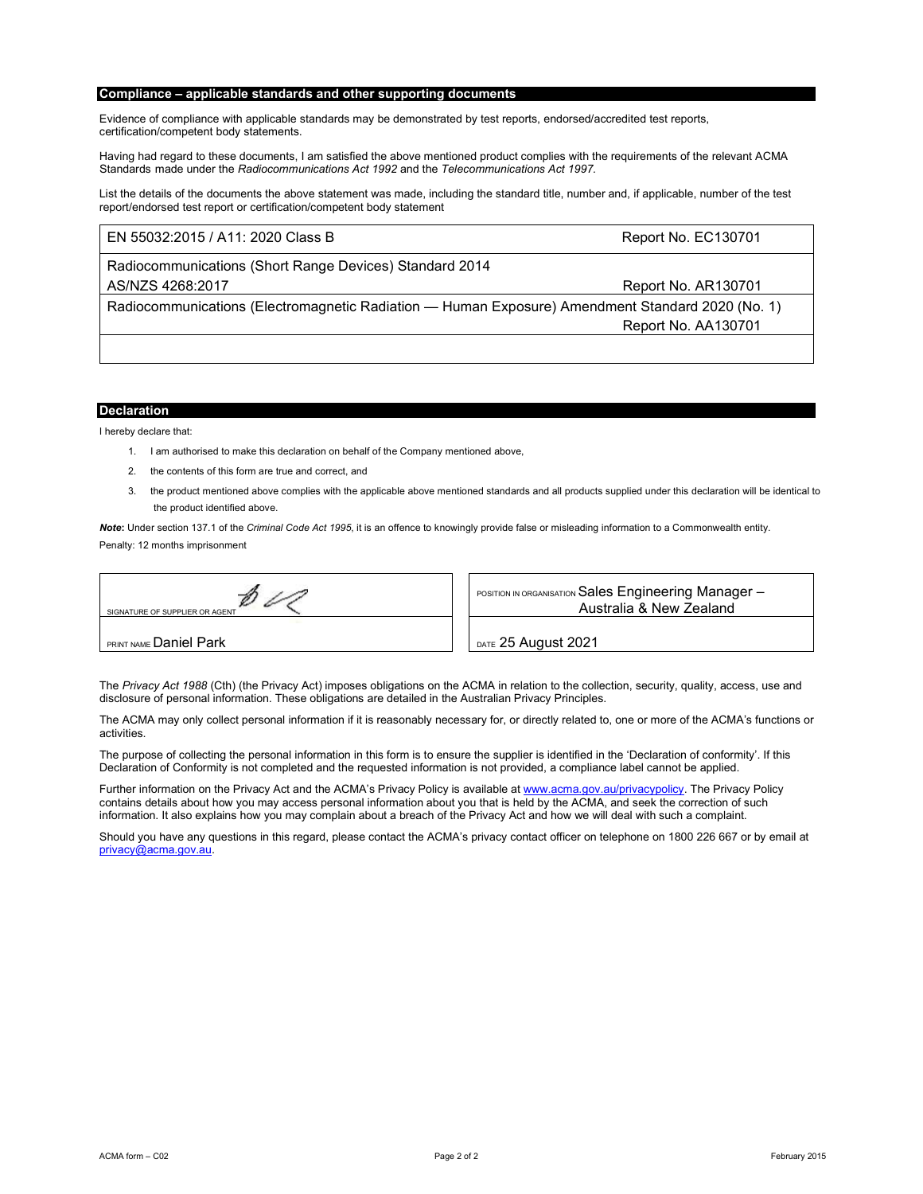## Compliance – applicable standards and other supporting documents

Evidence of compliance with applicable standards may be demonstrated by test reports, endorsed/accredited test reports, certification/competent body statements.

Having had regard to these documents, I am satisfied the above mentioned product complies with the requirements of the relevant ACMA Standards made under the *Radiocommunications Act 1992* and the *Telecommunications Act 1997.*

List the details of the documents the above statement was made, including the standard title, number and, if applicable, number of the test report/endorsed test report or certification/competent body statement

| | |
|---|---|
| EN 55032:2015 / A11: 2020 Class B | Report No. EC130701 |
| Radiocommunications (Short Range Devices) Standard 2014<br>AS/NZS 4268:2017 | Report No. AR130701 |
| Radiocommunications (Electromagnetic Radiation — Human Exposure) Amendment Standard 2020 (No. 1) | Report No. AA130701 |
| | |

## Declaration

I hereby declare that:

1. I am authorised to make this declaration on behalf of the Company mentioned above,
2. the contents of this form are true and correct, and
3. the product mentioned above complies with the applicable above mentioned standards and all products supplied under this declaration will be identical to the product identified above.

***Note*:** Under section 137.1 of the *Criminal Code Act 1995*, it is an offence to knowingly provide false or misleading information to a Commonwealth entity.
Penalty: 12 months imprisonment

| | |
|---|---|
| SIGNATURE OF SUPPLIER OR AGENT | POSITION IN ORGANISATION Sales Engineering Manager – Australia & New Zealand |
| PRINT NAME Daniel Park | DATE 25 August 2021 |

The *Privacy Act 1988* (Cth) (the Privacy Act) imposes obligations on the ACMA in relation to the collection, security, quality, access, use and disclosure of personal information. These obligations are detailed in the Australian Privacy Principles.

The ACMA may only collect personal information if it is reasonably necessary for, or directly related to, one or more of the ACMA's functions or activities.

The purpose of collecting the personal information in this form is to ensure the supplier is identified in the 'Declaration of conformity'. If this Declaration of Conformity is not completed and the requested information is not provided, a compliance label cannot be applied.

Further information on the Privacy Act and the ACMA's Privacy Policy is available at www.acma.gov.au/privacypolicy. The Privacy Policy contains details about how you may access personal information about you that is held by the ACMA, and seek the correction of such information. It also explains how you may complain about a breach of the Privacy Act and how we will deal with such a complaint.

Should you have any questions in this regard, please contact the ACMA's privacy contact officer on telephone on 1800 226 667 or by email at privacy@acma.gov.au.

ACMA form – C02 February 2015